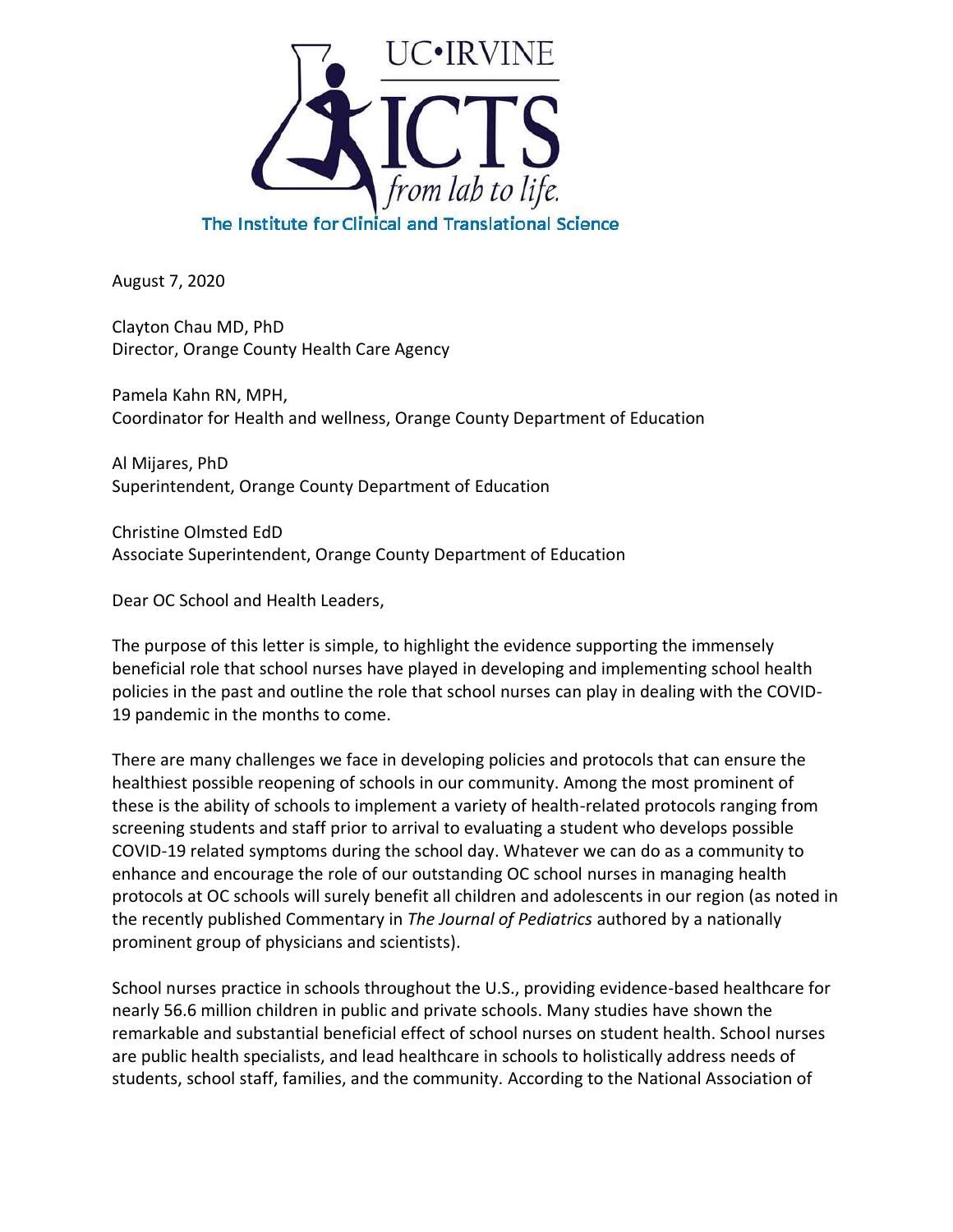UC•IRVINE

ICTS

*from lab to life.*

The Institute for Clinical and Translational Science

August 7, 2020

Clayton Chau MD, PhD
Director, Orange County Health Care Agency

Pamela Kahn RN, MPH,
Coordinator for Health and wellness, Orange County Department of Education

Al Mijares, PhD
Superintendent, Orange County Department of Education

Christine Olmsted EdD
Associate Superintendent, Orange County Department of Education

Dear OC School and Health Leaders,

The purpose of this letter is simple, to highlight the evidence supporting the immensely beneficial role that school nurses have played in developing and implementing school health policies in the past and outline the role that school nurses can play in dealing with the COVID-19 pandemic in the months to come.

There are many challenges we face in developing policies and protocols that can ensure the healthiest possible reopening of schools in our community. Among the most prominent of these is the ability of schools to implement a variety of health-related protocols ranging from screening students and staff prior to arrival to evaluating a student who develops possible COVID-19 related symptoms during the school day. Whatever we can do as a community to enhance and encourage the role of our outstanding OC school nurses in managing health protocols at OC schools will surely benefit all children and adolescents in our region (as noted in the recently published Commentary in *The Journal of Pediatrics* authored by a nationally prominent group of physicians and scientists).

School nurses practice in schools throughout the U.S., providing evidence-based healthcare for nearly 56.6 million children in public and private schools. Many studies have shown the remarkable and substantial beneficial effect of school nurses on student health. School nurses are public health specialists, and lead healthcare in schools to holistically address needs of students, school staff, families, and the community. According to the National Association of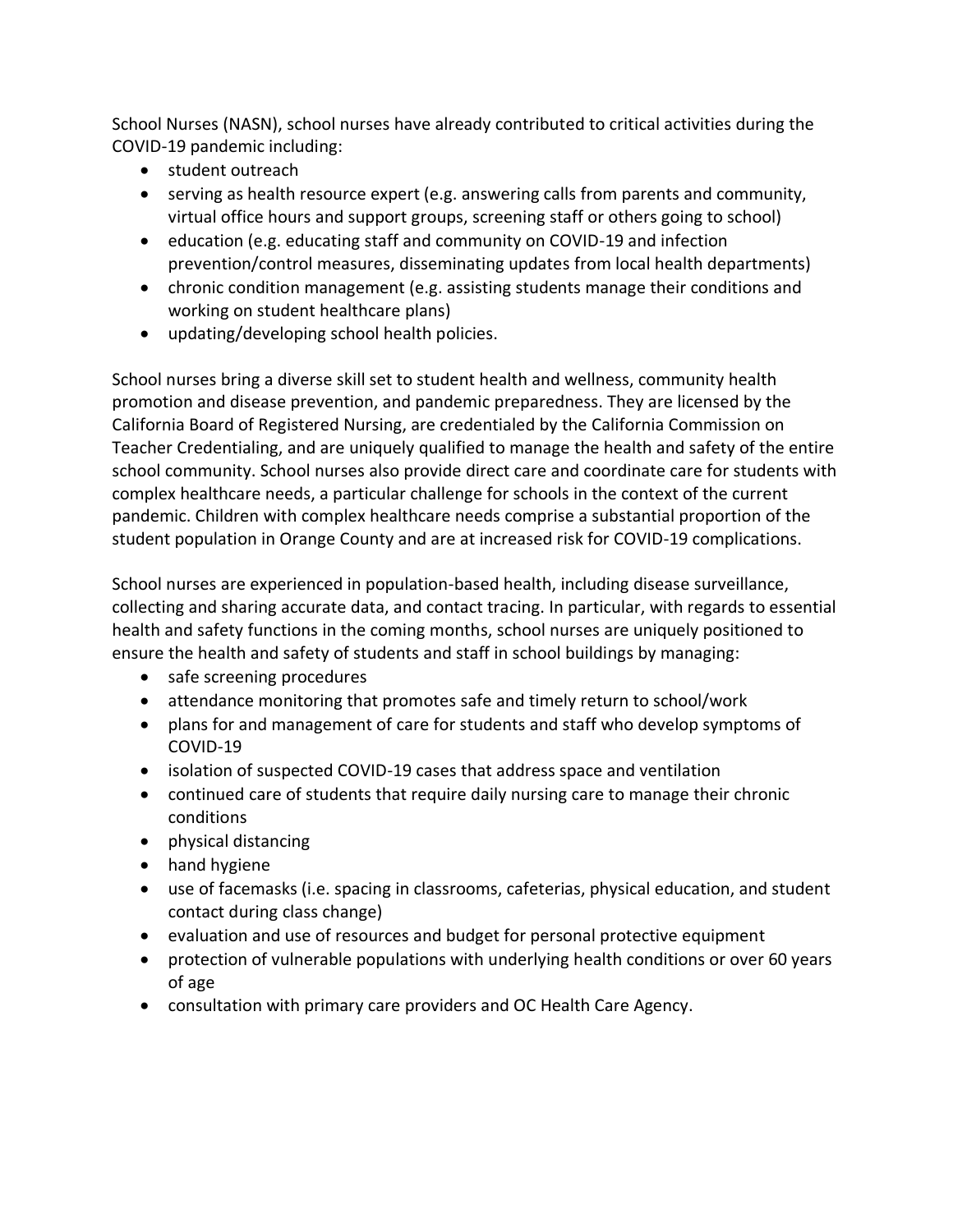School Nurses (NASN), school nurses have already contributed to critical activities during the COVID-19 pandemic including:

- student outreach
- serving as health resource expert (e.g. answering calls from parents and community, virtual office hours and support groups, screening staff or others going to school)
- education (e.g. educating staff and community on COVID-19 and infection prevention/control measures, disseminating updates from local health departments)
- chronic condition management (e.g. assisting students manage their conditions and working on student healthcare plans)
- updating/developing school health policies.

School nurses bring a diverse skill set to student health and wellness, community health promotion and disease prevention, and pandemic preparedness. They are licensed by the California Board of Registered Nursing, are credentialed by the California Commission on Teacher Credentialing, and are uniquely qualified to manage the health and safety of the entire school community. School nurses also provide direct care and coordinate care for students with complex healthcare needs, a particular challenge for schools in the context of the current pandemic. Children with complex healthcare needs comprise a substantial proportion of the student population in Orange County and are at increased risk for COVID-19 complications.

School nurses are experienced in population-based health, including disease surveillance, collecting and sharing accurate data, and contact tracing. In particular, with regards to essential health and safety functions in the coming months, school nurses are uniquely positioned to ensure the health and safety of students and staff in school buildings by managing:

- safe screening procedures
- attendance monitoring that promotes safe and timely return to school/work
- plans for and management of care for students and staff who develop symptoms of COVID-19
- isolation of suspected COVID-19 cases that address space and ventilation
- continued care of students that require daily nursing care to manage their chronic conditions
- physical distancing
- hand hygiene
- use of facemasks (i.e. spacing in classrooms, cafeterias, physical education, and student contact during class change)
- evaluation and use of resources and budget for personal protective equipment
- protection of vulnerable populations with underlying health conditions or over 60 years of age
- consultation with primary care providers and OC Health Care Agency.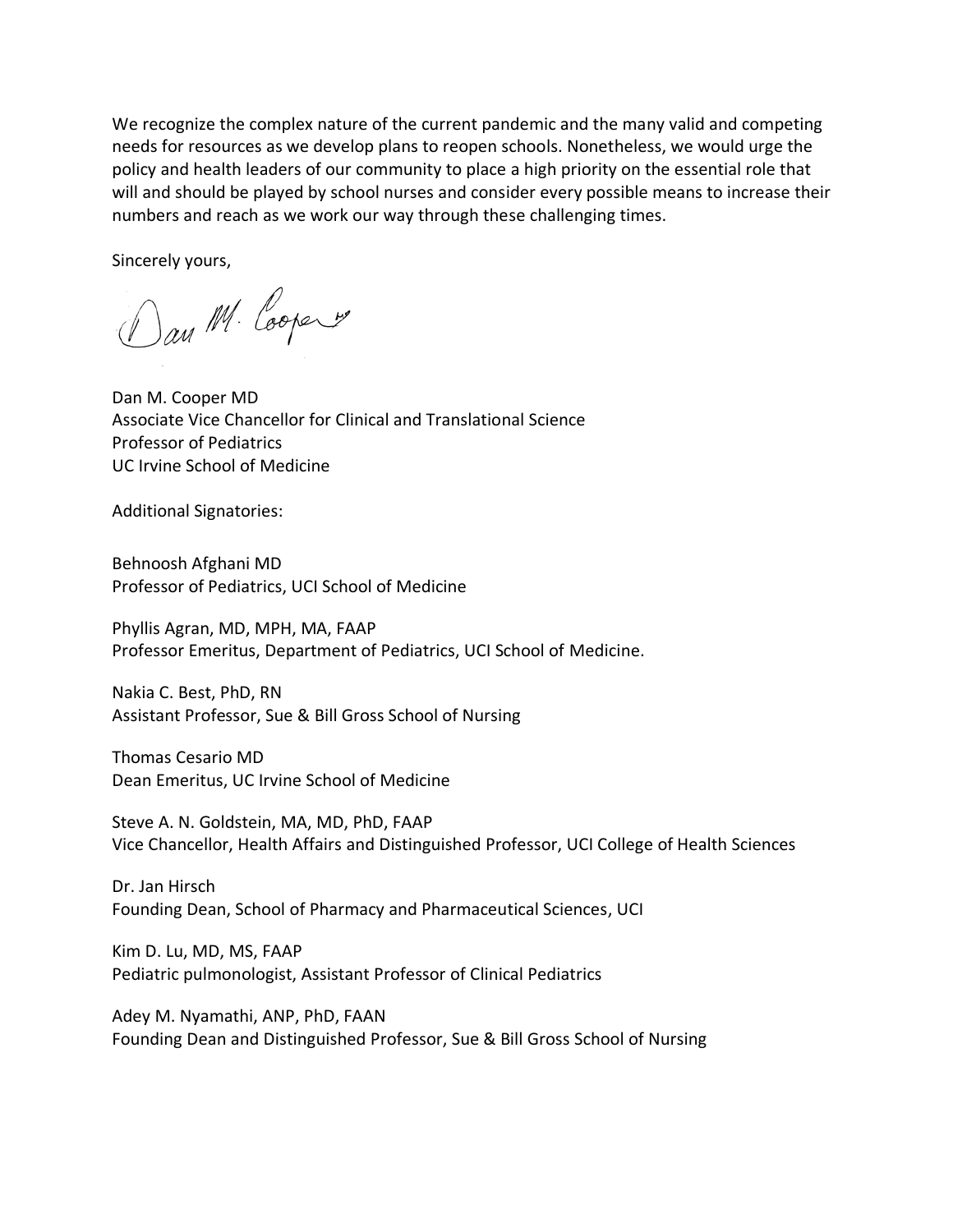We recognize the complex nature of the current pandemic and the many valid and competing needs for resources as we develop plans to reopen schools. Nonetheless, we would urge the policy and health leaders of our community to place a high priority on the essential role that will and should be played by school nurses and consider every possible means to increase their numbers and reach as we work our way through these challenging times.

Sincerely yours,

Dan M. Cooper MD
Associate Vice Chancellor for Clinical and Translational Science
Professor of Pediatrics
UC Irvine School of Medicine

Additional Signatories:

Behnoosh Afghani MD
Professor of Pediatrics, UCI School of Medicine

Phyllis Agran, MD, MPH, MA, FAAP
Professor Emeritus, Department of Pediatrics, UCI School of Medicine.

Nakia C. Best, PhD, RN
Assistant Professor, Sue & Bill Gross School of Nursing

Thomas Cesario MD
Dean Emeritus, UC Irvine School of Medicine

Steve A. N. Goldstein, MA, MD, PhD, FAAP
Vice Chancellor, Health Affairs and Distinguished Professor, UCI College of Health Sciences

Dr. Jan Hirsch
Founding Dean, School of Pharmacy and Pharmaceutical Sciences, UCI

Kim D. Lu, MD, MS, FAAP
Pediatric pulmonologist, Assistant Professor of Clinical Pediatrics

Adey M. Nyamathi, ANP, PhD, FAAN
Founding Dean and Distinguished Professor, Sue & Bill Gross School of Nursing